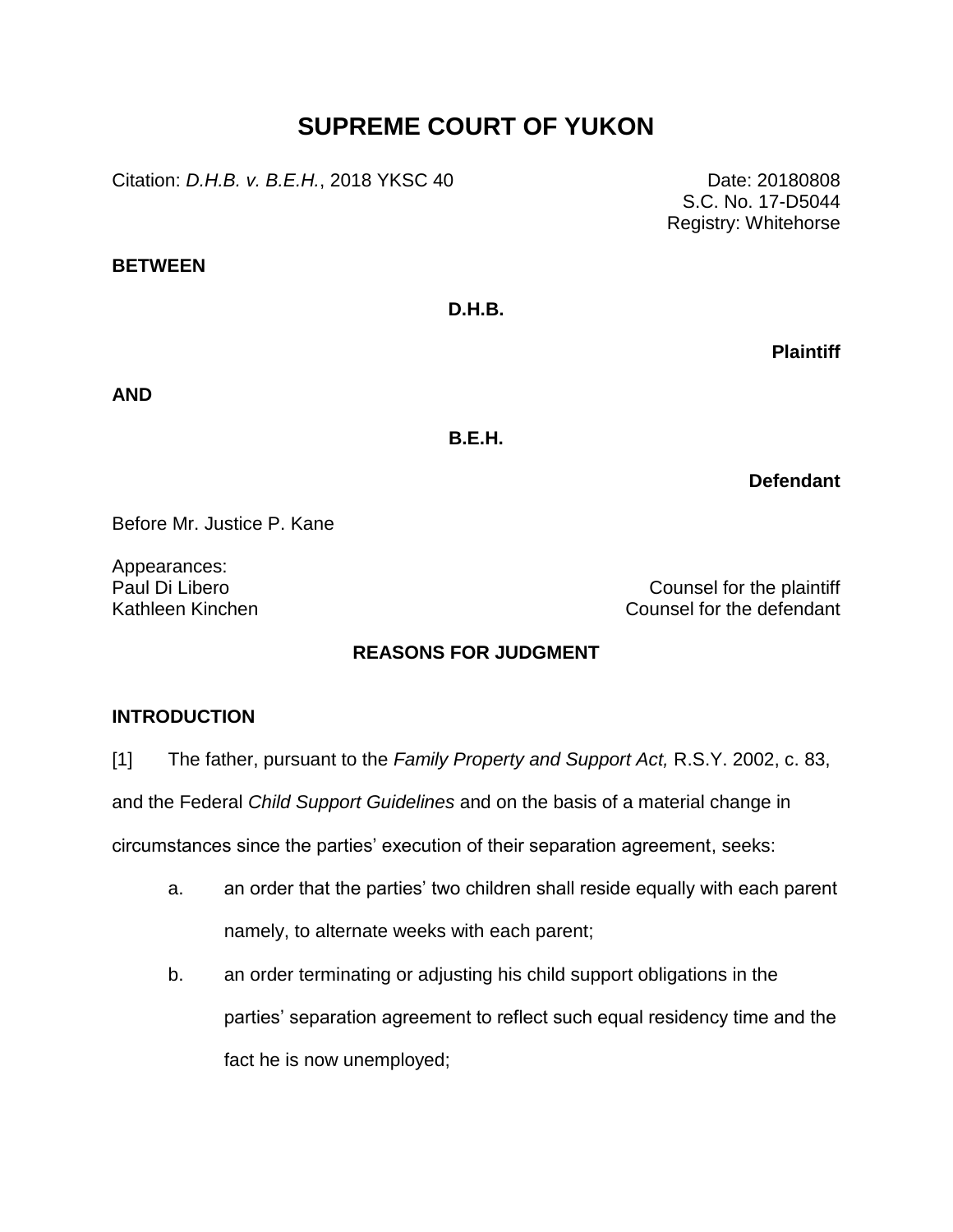# SUPREME COURT OF YUKON

Citation: *D.H.B. v. B.E.H.*, 2018 YKSC 40

Date: 20180808
S.C. No. 17-D5044
Registry: Whitehorse

**BETWEEN**

**D.H.B.**

**Plaintiff**

**AND**

**B.E.H.**

**Defendant**

Before Mr. Justice P. Kane

Appearances:
Paul Di Libero — Counsel for the plaintiff
Kathleen Kinchen — Counsel for the defendant

## REASONS FOR JUDGMENT

### INTRODUCTION

[1] The father, pursuant to the *Family Property and Support Act,* R.S.Y. 2002, c. 83, and the Federal *Child Support Guidelines* and on the basis of a material change in circumstances since the parties' execution of their separation agreement, seeks:

a. an order that the parties' two children shall reside equally with each parent namely, to alternate weeks with each parent;

b. an order terminating or adjusting his child support obligations in the parties' separation agreement to reflect such equal residency time and the fact he is now unemployed;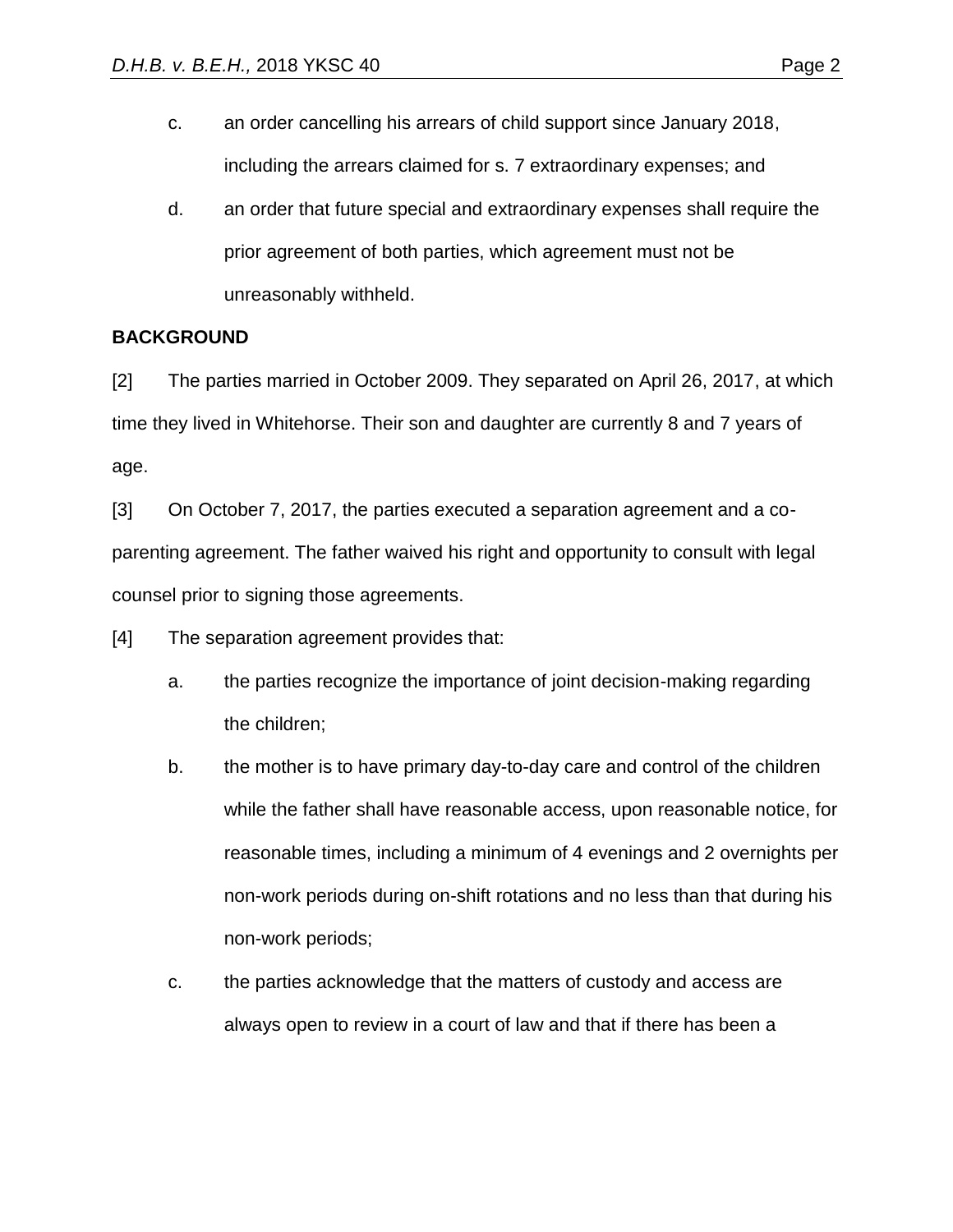c. an order cancelling his arrears of child support since January 2018, including the arrears claimed for s. 7 extraordinary expenses; and

d. an order that future special and extraordinary expenses shall require the prior agreement of both parties, which agreement must not be unreasonably withheld.

## BACKGROUND

[2] The parties married in October 2009. They separated on April 26, 2017, at which time they lived in Whitehorse. Their son and daughter are currently 8 and 7 years of age.

[3] On October 7, 2017, the parties executed a separation agreement and a co-parenting agreement. The father waived his right and opportunity to consult with legal counsel prior to signing those agreements.

[4] The separation agreement provides that:

a. the parties recognize the importance of joint decision-making regarding the children;

b. the mother is to have primary day-to-day care and control of the children while the father shall have reasonable access, upon reasonable notice, for reasonable times, including a minimum of 4 evenings and 2 overnights per non-work periods during on-shift rotations and no less than that during his non-work periods;

c. the parties acknowledge that the matters of custody and access are always open to review in a court of law and that if there has been a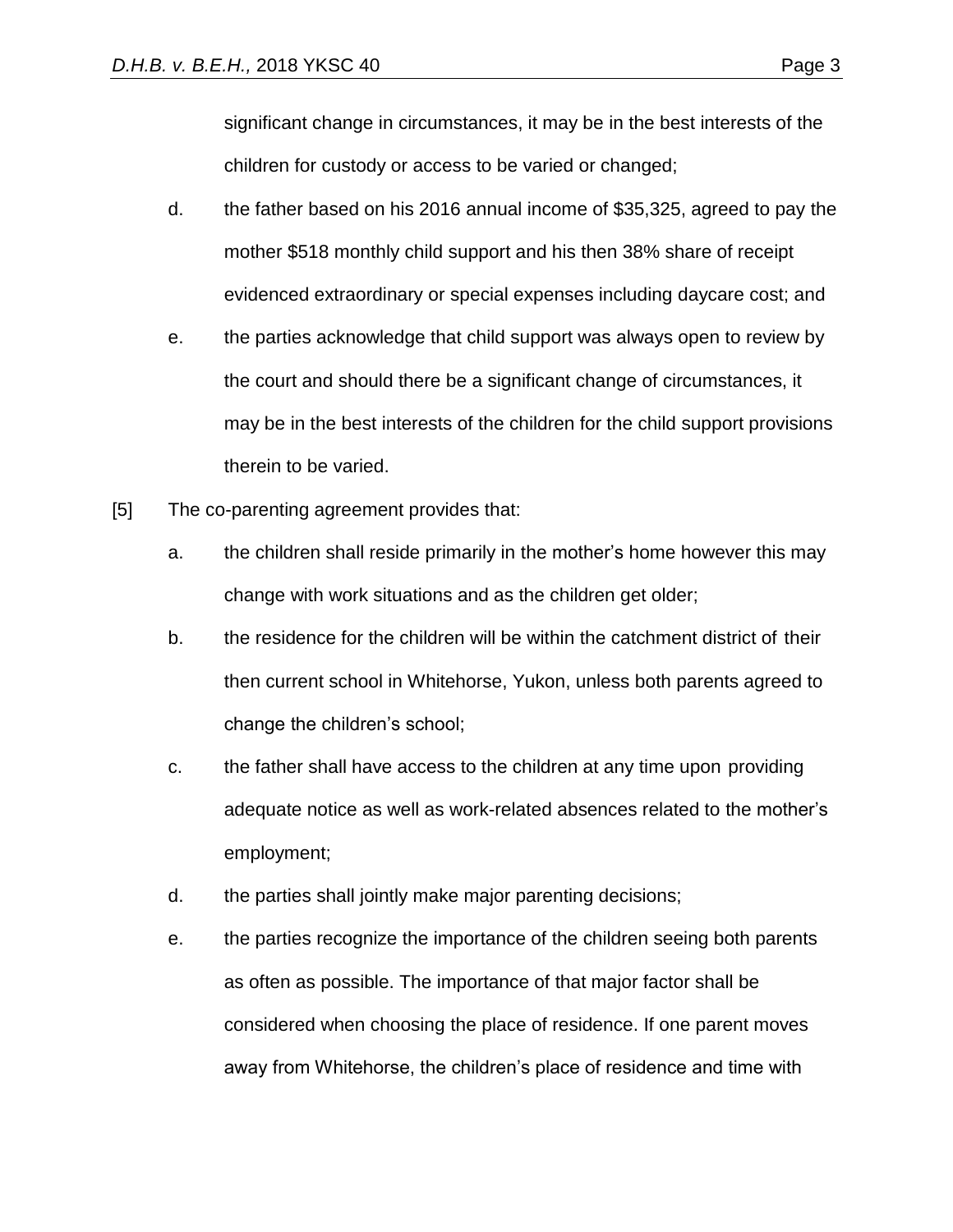significant change in circumstances, it may be in the best interests of the children for custody or access to be varied or changed;

d. the father based on his 2016 annual income of $35,325, agreed to pay the mother $518 monthly child support and his then 38% share of receipt evidenced extraordinary or special expenses including daycare cost; and

e. the parties acknowledge that child support was always open to review by the court and should there be a significant change of circumstances, it may be in the best interests of the children for the child support provisions therein to be varied.

[5] The co-parenting agreement provides that:

a. the children shall reside primarily in the mother's home however this may change with work situations and as the children get older;

b. the residence for the children will be within the catchment district of their then current school in Whitehorse, Yukon, unless both parents agreed to change the children's school;

c. the father shall have access to the children at any time upon providing adequate notice as well as work-related absences related to the mother's employment;

d. the parties shall jointly make major parenting decisions;

e. the parties recognize the importance of the children seeing both parents as often as possible. The importance of that major factor shall be considered when choosing the place of residence. If one parent moves away from Whitehorse, the children's place of residence and time with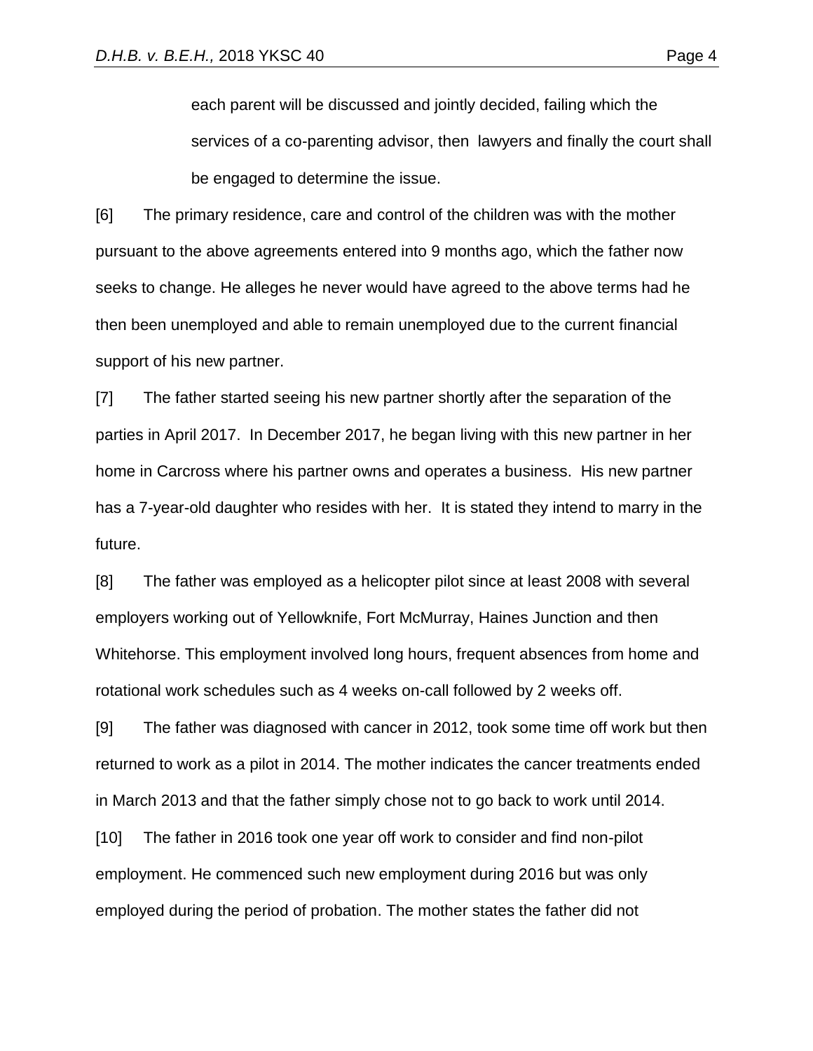each parent will be discussed and jointly decided, failing which the services of a co-parenting advisor, then lawyers and finally the court shall be engaged to determine the issue.

[6] The primary residence, care and control of the children was with the mother pursuant to the above agreements entered into 9 months ago, which the father now seeks to change. He alleges he never would have agreed to the above terms had he then been unemployed and able to remain unemployed due to the current financial support of his new partner.

[7] The father started seeing his new partner shortly after the separation of the parties in April 2017. In December 2017, he began living with this new partner in her home in Carcross where his partner owns and operates a business. His new partner has a 7-year-old daughter who resides with her. It is stated they intend to marry in the future.

[8] The father was employed as a helicopter pilot since at least 2008 with several employers working out of Yellowknife, Fort McMurray, Haines Junction and then Whitehorse. This employment involved long hours, frequent absences from home and rotational work schedules such as 4 weeks on-call followed by 2 weeks off.

[9] The father was diagnosed with cancer in 2012, took some time off work but then returned to work as a pilot in 2014. The mother indicates the cancer treatments ended in March 2013 and that the father simply chose not to go back to work until 2014.

[10] The father in 2016 took one year off work to consider and find non-pilot employment. He commenced such new employment during 2016 but was only employed during the period of probation. The mother states the father did not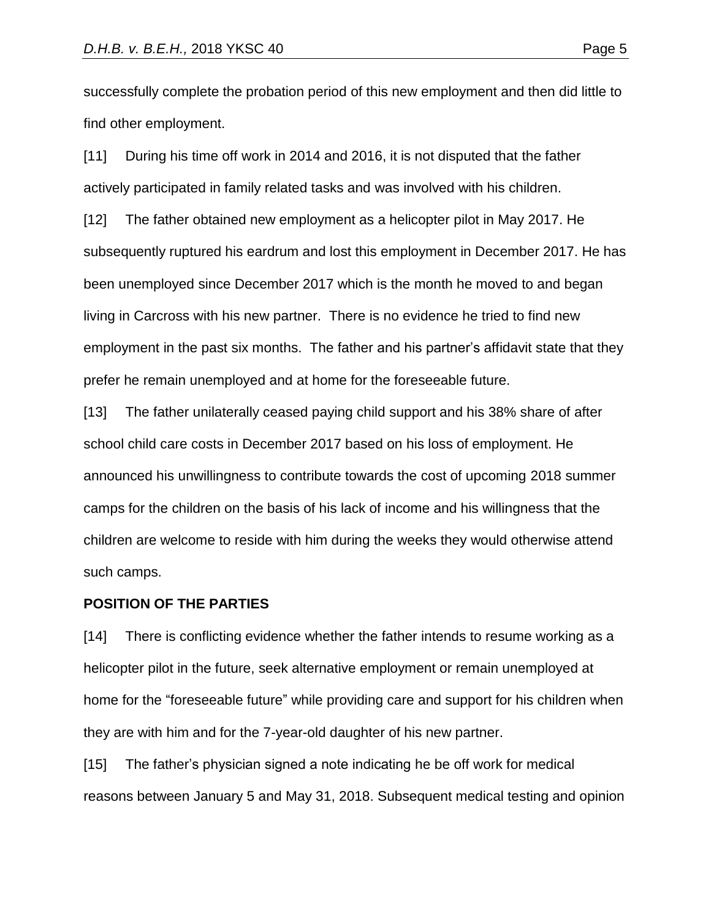successfully complete the probation period of this new employment and then did little to find other employment.

[11] During his time off work in 2014 and 2016, it is not disputed that the father actively participated in family related tasks and was involved with his children.

[12] The father obtained new employment as a helicopter pilot in May 2017. He subsequently ruptured his eardrum and lost this employment in December 2017. He has been unemployed since December 2017 which is the month he moved to and began living in Carcross with his new partner. There is no evidence he tried to find new employment in the past six months. The father and his partner's affidavit state that they prefer he remain unemployed and at home for the foreseeable future.

[13] The father unilaterally ceased paying child support and his 38% share of after school child care costs in December 2017 based on his loss of employment. He announced his unwillingness to contribute towards the cost of upcoming 2018 summer camps for the children on the basis of his lack of income and his willingness that the children are welcome to reside with him during the weeks they would otherwise attend such camps.

## POSITION OF THE PARTIES

[14] There is conflicting evidence whether the father intends to resume working as a helicopter pilot in the future, seek alternative employment or remain unemployed at home for the "foreseeable future" while providing care and support for his children when they are with him and for the 7-year-old daughter of his new partner.

[15] The father's physician signed a note indicating he be off work for medical reasons between January 5 and May 31, 2018. Subsequent medical testing and opinion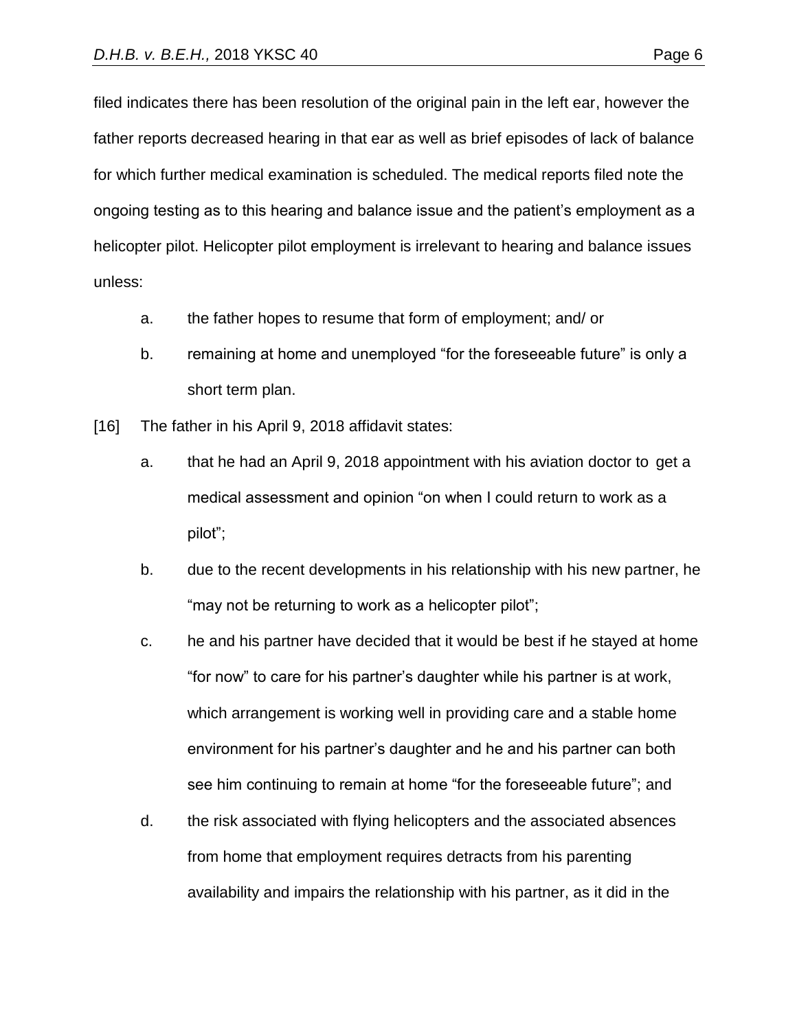filed indicates there has been resolution of the original pain in the left ear, however the father reports decreased hearing in that ear as well as brief episodes of lack of balance for which further medical examination is scheduled. The medical reports filed note the ongoing testing as to this hearing and balance issue and the patient's employment as a helicopter pilot. Helicopter pilot employment is irrelevant to hearing and balance issues unless:

a. the father hopes to resume that form of employment; and/ or

b. remaining at home and unemployed "for the foreseeable future" is only a short term plan.

[16] The father in his April 9, 2018 affidavit states:

a. that he had an April 9, 2018 appointment with his aviation doctor to get a medical assessment and opinion "on when I could return to work as a pilot";

b. due to the recent developments in his relationship with his new partner, he "may not be returning to work as a helicopter pilot";

c. he and his partner have decided that it would be best if he stayed at home "for now" to care for his partner's daughter while his partner is at work, which arrangement is working well in providing care and a stable home environment for his partner's daughter and he and his partner can both see him continuing to remain at home "for the foreseeable future"; and

d. the risk associated with flying helicopters and the associated absences from home that employment requires detracts from his parenting availability and impairs the relationship with his partner, as it did in the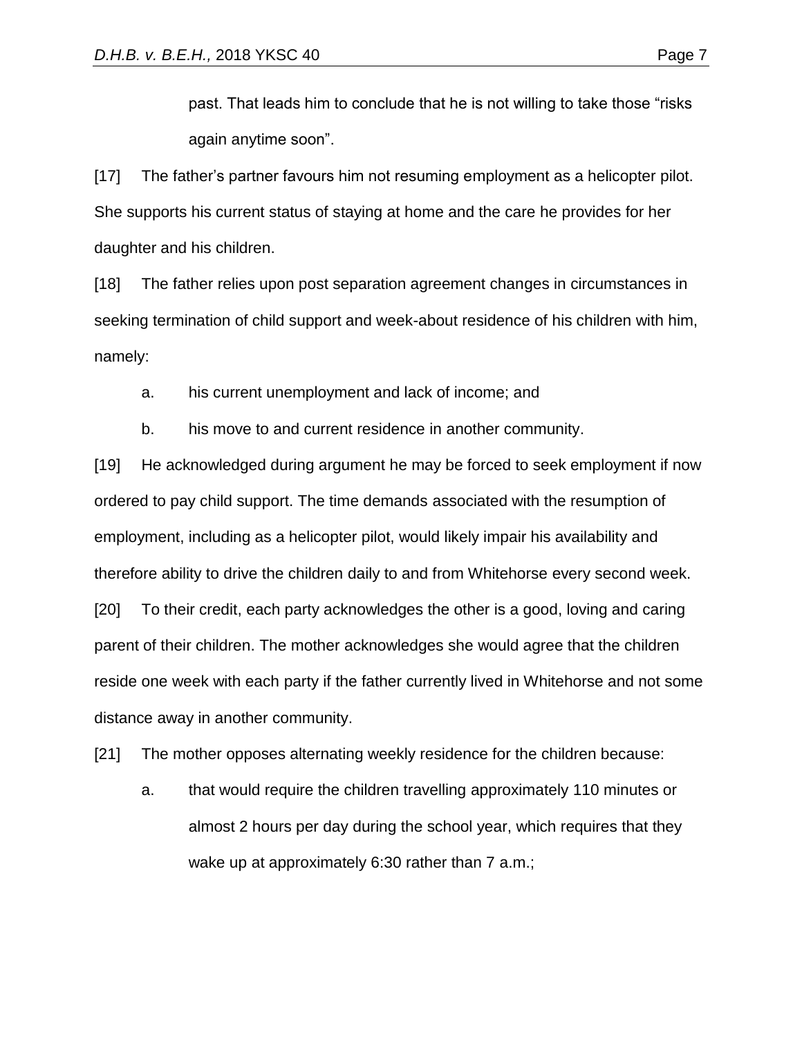past. That leads him to conclude that he is not willing to take those "risks again anytime soon".

[17] The father's partner favours him not resuming employment as a helicopter pilot. She supports his current status of staying at home and the care he provides for her daughter and his children.

[18] The father relies upon post separation agreement changes in circumstances in seeking termination of child support and week-about residence of his children with him, namely:

a. his current unemployment and lack of income; and

b. his move to and current residence in another community.

[19] He acknowledged during argument he may be forced to seek employment if now ordered to pay child support. The time demands associated with the resumption of employment, including as a helicopter pilot, would likely impair his availability and therefore ability to drive the children daily to and from Whitehorse every second week.

[20] To their credit, each party acknowledges the other is a good, loving and caring parent of their children. The mother acknowledges she would agree that the children reside one week with each party if the father currently lived in Whitehorse and not some distance away in another community.

[21] The mother opposes alternating weekly residence for the children because:

a. that would require the children travelling approximately 110 minutes or almost 2 hours per day during the school year, which requires that they wake up at approximately 6:30 rather than 7 a.m.;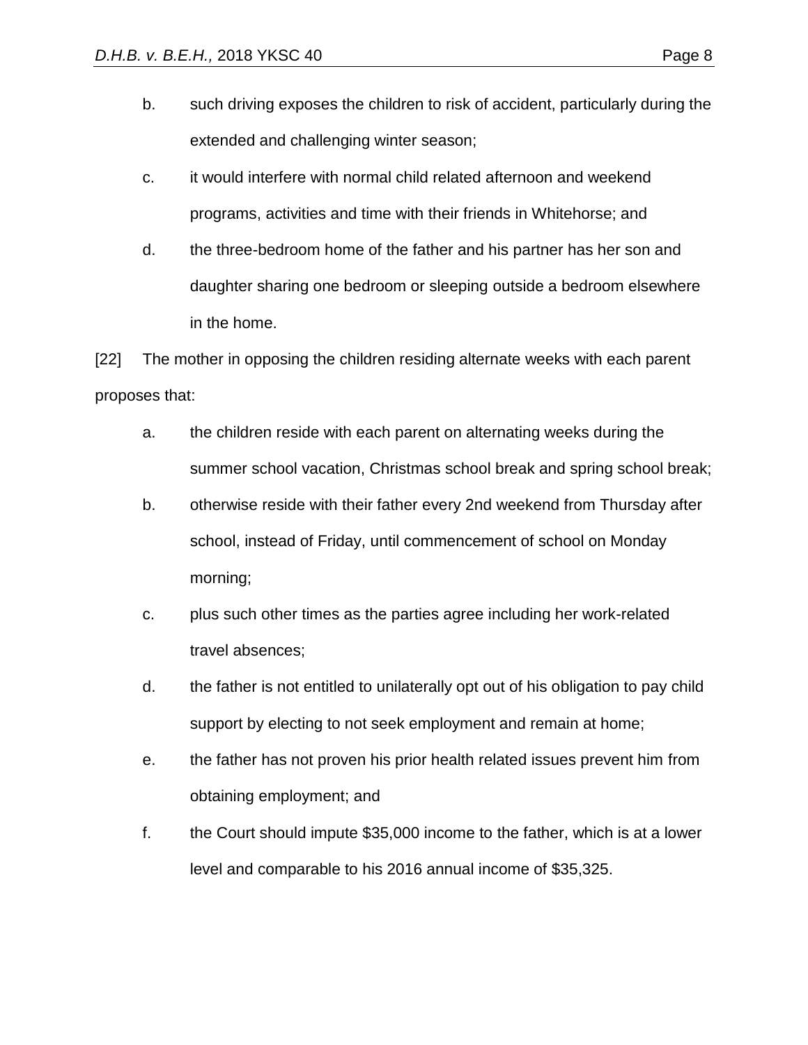b. such driving exposes the children to risk of accident, particularly during the extended and challenging winter season;

c. it would interfere with normal child related afternoon and weekend programs, activities and time with their friends in Whitehorse; and

d. the three-bedroom home of the father and his partner has her son and daughter sharing one bedroom or sleeping outside a bedroom elsewhere in the home.

[22] The mother in opposing the children residing alternate weeks with each parent proposes that:

a. the children reside with each parent on alternating weeks during the summer school vacation, Christmas school break and spring school break;

b. otherwise reside with their father every 2nd weekend from Thursday after school, instead of Friday, until commencement of school on Monday morning;

c. plus such other times as the parties agree including her work-related travel absences;

d. the father is not entitled to unilaterally opt out of his obligation to pay child support by electing to not seek employment and remain at home;

e. the father has not proven his prior health related issues prevent him from obtaining employment; and

f. the Court should impute $35,000 income to the father, which is at a lower level and comparable to his 2016 annual income of $35,325.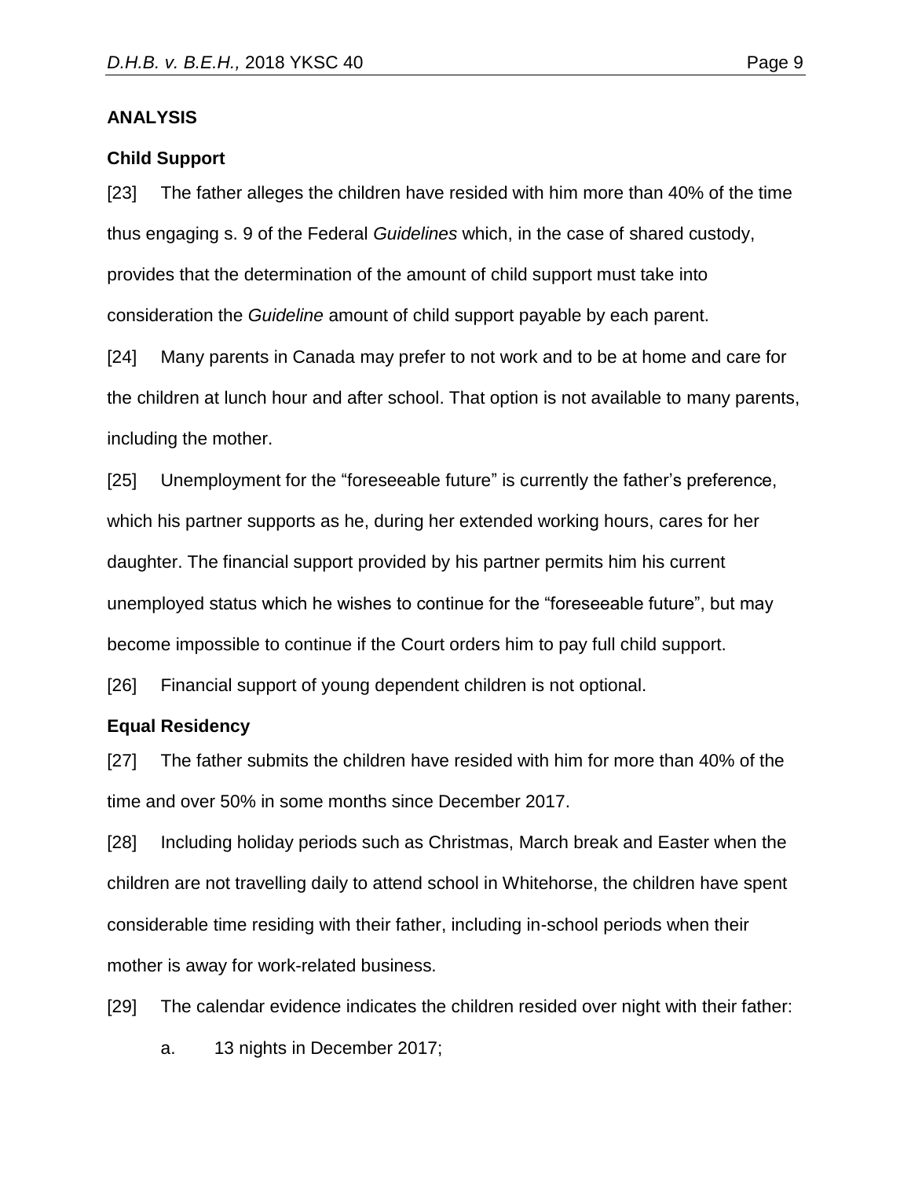## ANALYSIS

### Child Support

[23] The father alleges the children have resided with him more than 40% of the time thus engaging s. 9 of the Federal *Guidelines* which, in the case of shared custody, provides that the determination of the amount of child support must take into consideration the *Guideline* amount of child support payable by each parent.

[24] Many parents in Canada may prefer to not work and to be at home and care for the children at lunch hour and after school. That option is not available to many parents, including the mother.

[25] Unemployment for the "foreseeable future" is currently the father's preference, which his partner supports as he, during her extended working hours, cares for her daughter. The financial support provided by his partner permits him his current unemployed status which he wishes to continue for the "foreseeable future", but may become impossible to continue if the Court orders him to pay full child support.

[26] Financial support of young dependent children is not optional.

### Equal Residency

[27] The father submits the children have resided with him for more than 40% of the time and over 50% in some months since December 2017.

[28] Including holiday periods such as Christmas, March break and Easter when the children are not travelling daily to attend school in Whitehorse, the children have spent considerable time residing with their father, including in-school periods when their mother is away for work-related business.

[29] The calendar evidence indicates the children resided over night with their father:

a. 13 nights in December 2017;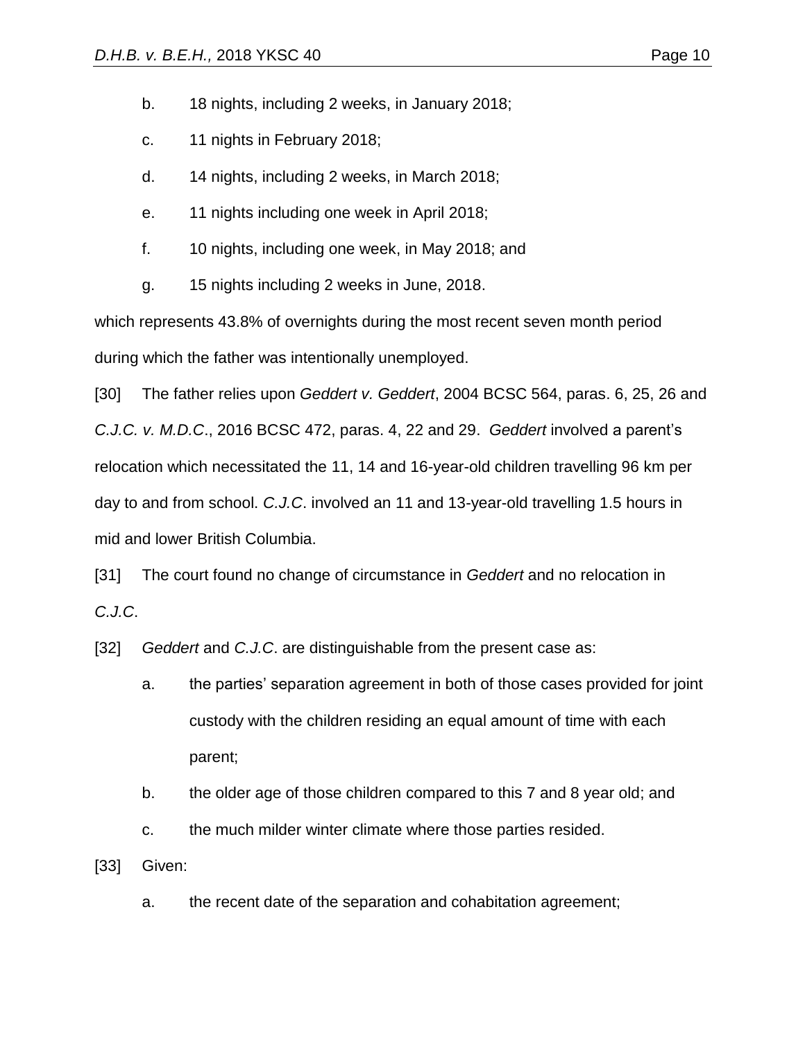b. 18 nights, including 2 weeks, in January 2018;

c. 11 nights in February 2018;

d. 14 nights, including 2 weeks, in March 2018;

e. 11 nights including one week in April 2018;

f. 10 nights, including one week, in May 2018; and

g. 15 nights including 2 weeks in June, 2018.

which represents 43.8% of overnights during the most recent seven month period during which the father was intentionally unemployed.

[30] The father relies upon *Geddert v. Geddert*, 2004 BCSC 564, paras. 6, 25, 26 and *C.J.C. v. M.D.C*., 2016 BCSC 472, paras. 4, 22 and 29. *Geddert* involved a parent's relocation which necessitated the 11, 14 and 16-year-old children travelling 96 km per day to and from school. *C.J.C*. involved an 11 and 13-year-old travelling 1.5 hours in mid and lower British Columbia.

[31] The court found no change of circumstance in *Geddert* and no relocation in *C.J.C*.

[32] *Geddert* and *C.J.C*. are distinguishable from the present case as:

a. the parties' separation agreement in both of those cases provided for joint custody with the children residing an equal amount of time with each parent;

b. the older age of those children compared to this 7 and 8 year old; and

c. the much milder winter climate where those parties resided.

[33] Given:

a. the recent date of the separation and cohabitation agreement;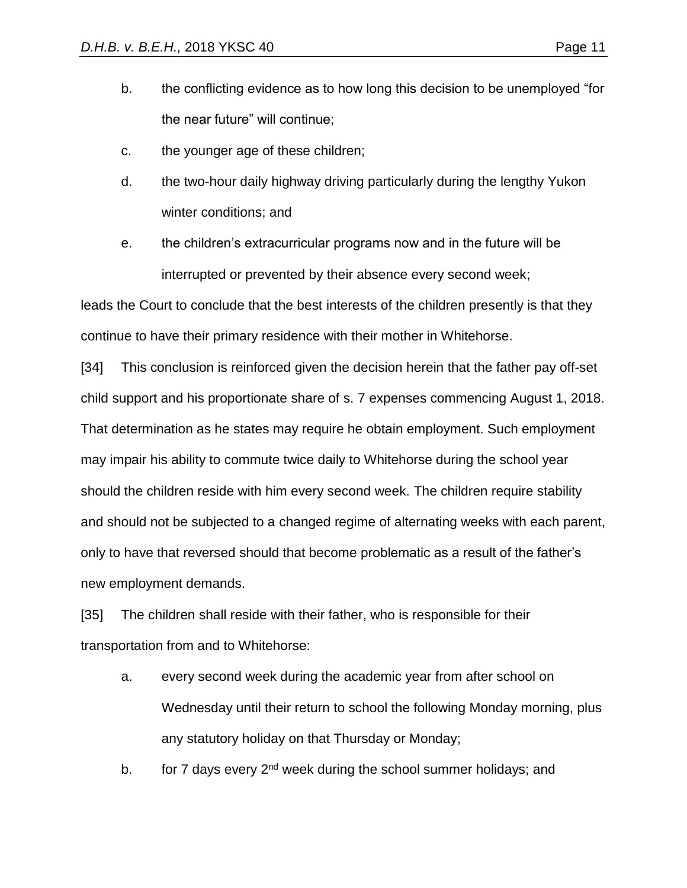b. the conflicting evidence as to how long this decision to be unemployed "for the near future" will continue;

c. the younger age of these children;

d. the two-hour daily highway driving particularly during the lengthy Yukon winter conditions; and

e. the children's extracurricular programs now and in the future will be interrupted or prevented by their absence every second week;

leads the Court to conclude that the best interests of the children presently is that they continue to have their primary residence with their mother in Whitehorse.

[34] This conclusion is reinforced given the decision herein that the father pay off-set child support and his proportionate share of s. 7 expenses commencing August 1, 2018. That determination as he states may require he obtain employment. Such employment may impair his ability to commute twice daily to Whitehorse during the school year should the children reside with him every second week. The children require stability and should not be subjected to a changed regime of alternating weeks with each parent, only to have that reversed should that become problematic as a result of the father's new employment demands.

[35] The children shall reside with their father, who is responsible for their transportation from and to Whitehorse:

a. every second week during the academic year from after school on Wednesday until their return to school the following Monday morning, plus any statutory holiday on that Thursday or Monday;

b. for 7 days every 2nd week during the school summer holidays; and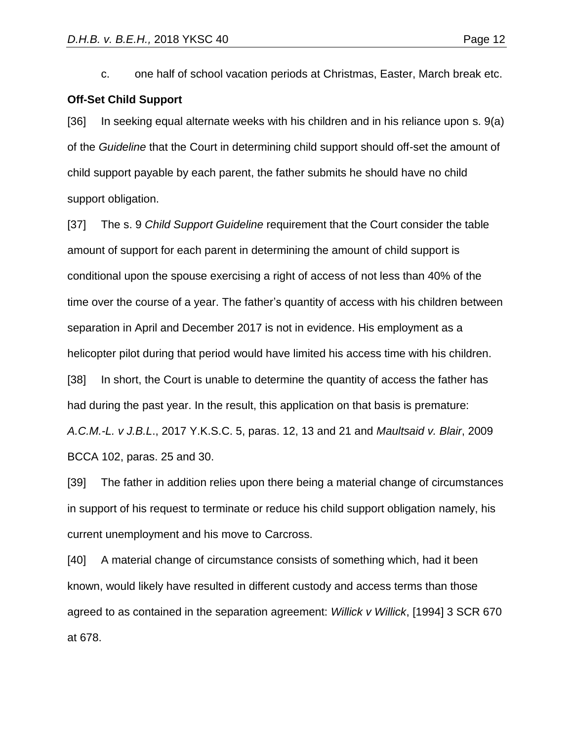c. one half of school vacation periods at Christmas, Easter, March break etc.

**Off-Set Child Support**

[36] In seeking equal alternate weeks with his children and in his reliance upon s. 9(a) of the *Guideline* that the Court in determining child support should off-set the amount of child support payable by each parent, the father submits he should have no child support obligation.

[37] The s. 9 *Child Support Guideline* requirement that the Court consider the table amount of support for each parent in determining the amount of child support is conditional upon the spouse exercising a right of access of not less than 40% of the time over the course of a year. The father's quantity of access with his children between separation in April and December 2017 is not in evidence. His employment as a helicopter pilot during that period would have limited his access time with his children.

[38] In short, the Court is unable to determine the quantity of access the father has had during the past year. In the result, this application on that basis is premature: *A.C.M.-L. v J.B.L.*, 2017 Y.K.S.C. 5, paras. 12, 13 and 21 and *Maultsaid v. Blair*, 2009 BCCA 102, paras. 25 and 30.

[39] The father in addition relies upon there being a material change of circumstances in support of his request to terminate or reduce his child support obligation namely, his current unemployment and his move to Carcross.

[40] A material change of circumstance consists of something which, had it been known, would likely have resulted in different custody and access terms than those agreed to as contained in the separation agreement: *Willick v Willick*, [1994] 3 SCR 670 at 678.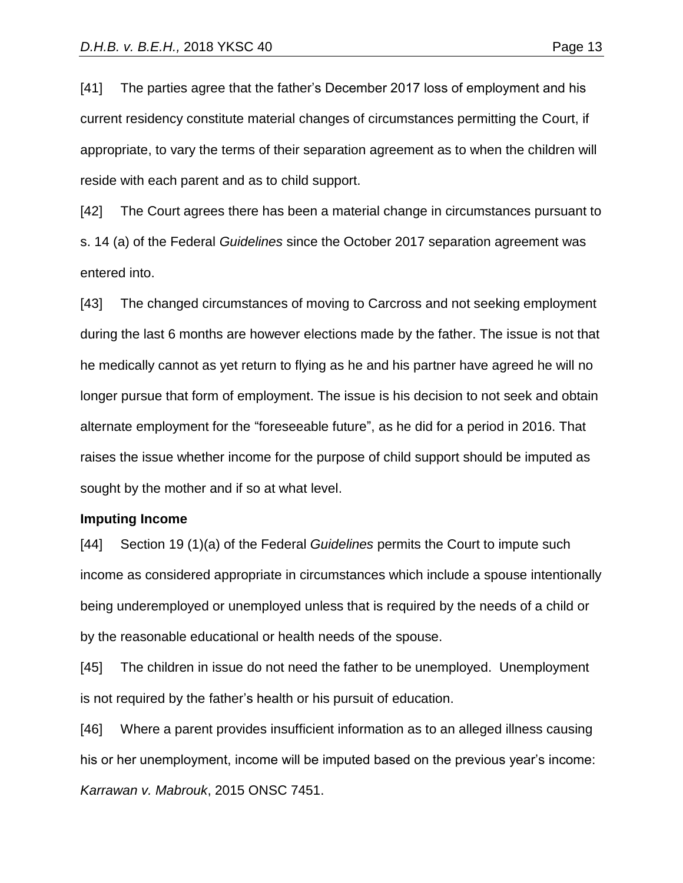[41] The parties agree that the father's December 2017 loss of employment and his current residency constitute material changes of circumstances permitting the Court, if appropriate, to vary the terms of their separation agreement as to when the children will reside with each parent and as to child support.

[42] The Court agrees there has been a material change in circumstances pursuant to s. 14 (a) of the Federal *Guidelines* since the October 2017 separation agreement was entered into.

[43] The changed circumstances of moving to Carcross and not seeking employment during the last 6 months are however elections made by the father. The issue is not that he medically cannot as yet return to flying as he and his partner have agreed he will no longer pursue that form of employment. The issue is his decision to not seek and obtain alternate employment for the "foreseeable future", as he did for a period in 2016. That raises the issue whether income for the purpose of child support should be imputed as sought by the mother and if so at what level.

**Imputing Income**

[44] Section 19 (1)(a) of the Federal *Guidelines* permits the Court to impute such income as considered appropriate in circumstances which include a spouse intentionally being underemployed or unemployed unless that is required by the needs of a child or by the reasonable educational or health needs of the spouse.

[45] The children in issue do not need the father to be unemployed. Unemployment is not required by the father's health or his pursuit of education.

[46] Where a parent provides insufficient information as to an alleged illness causing his or her unemployment, income will be imputed based on the previous year's income: *Karrawan v. Mabrouk*, 2015 ONSC 7451.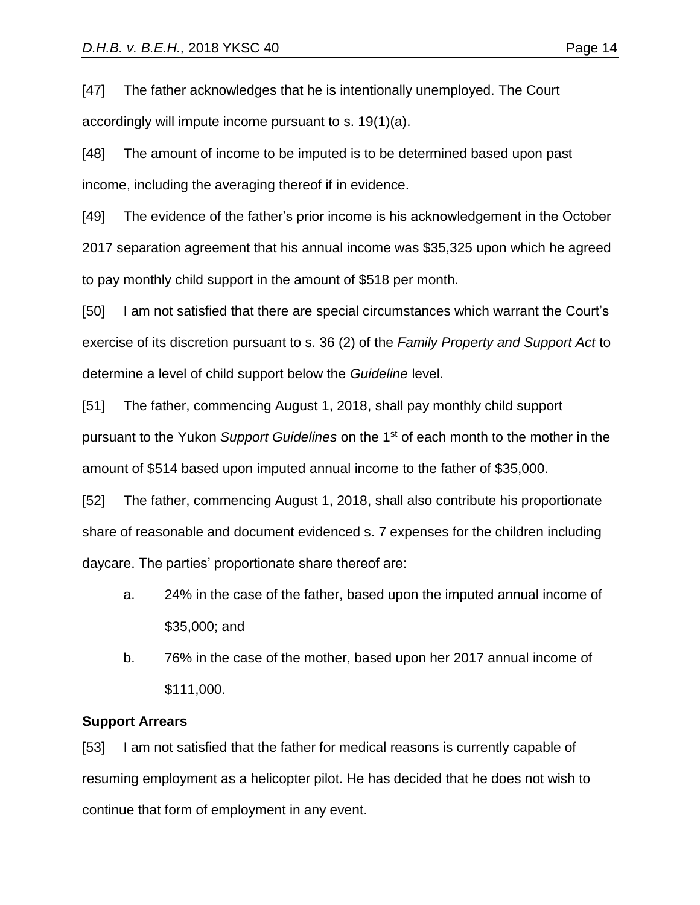[47] The father acknowledges that he is intentionally unemployed. The Court accordingly will impute income pursuant to s. 19(1)(a).

[48] The amount of income to be imputed is to be determined based upon past income, including the averaging thereof if in evidence.

[49] The evidence of the father's prior income is his acknowledgement in the October 2017 separation agreement that his annual income was $35,325 upon which he agreed to pay monthly child support in the amount of $518 per month.

[50] I am not satisfied that there are special circumstances which warrant the Court's exercise of its discretion pursuant to s. 36 (2) of the *Family Property and Support Act* to determine a level of child support below the *Guideline* level.

[51] The father, commencing August 1, 2018, shall pay monthly child support pursuant to the Yukon *Support Guidelines* on the 1st of each month to the mother in the amount of $514 based upon imputed annual income to the father of $35,000.

[52] The father, commencing August 1, 2018, shall also contribute his proportionate share of reasonable and document evidenced s. 7 expenses for the children including daycare. The parties' proportionate share thereof are:

a. 24% in the case of the father, based upon the imputed annual income of $35,000; and

b. 76% in the case of the mother, based upon her 2017 annual income of $111,000.

**Support Arrears**

[53] I am not satisfied that the father for medical reasons is currently capable of resuming employment as a helicopter pilot. He has decided that he does not wish to continue that form of employment in any event.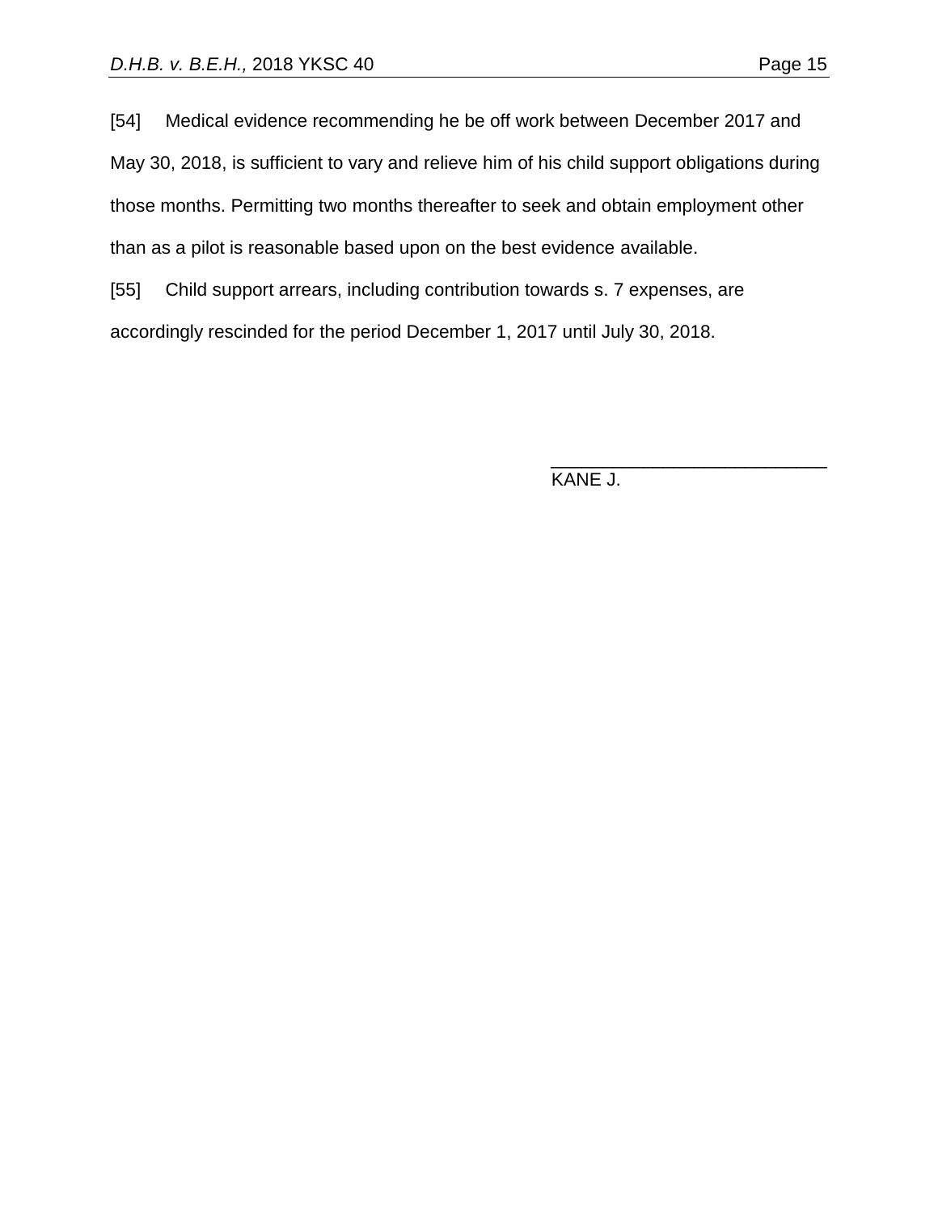[54] Medical evidence recommending he be off work between December 2017 and May 30, 2018, is sufficient to vary and relieve him of his child support obligations during those months. Permitting two months thereafter to seek and obtain employment other than as a pilot is reasonable based upon on the best evidence available.

[55] Child support arrears, including contribution towards s. 7 expenses, are accordingly rescinded for the period December 1, 2017 until July 30, 2018.

\_\_\_\_\_\_\_\_\_\_\_\_\_\_\_\_\_\_\_\_\_\_\_\_\_\_\_\_

KANE J.